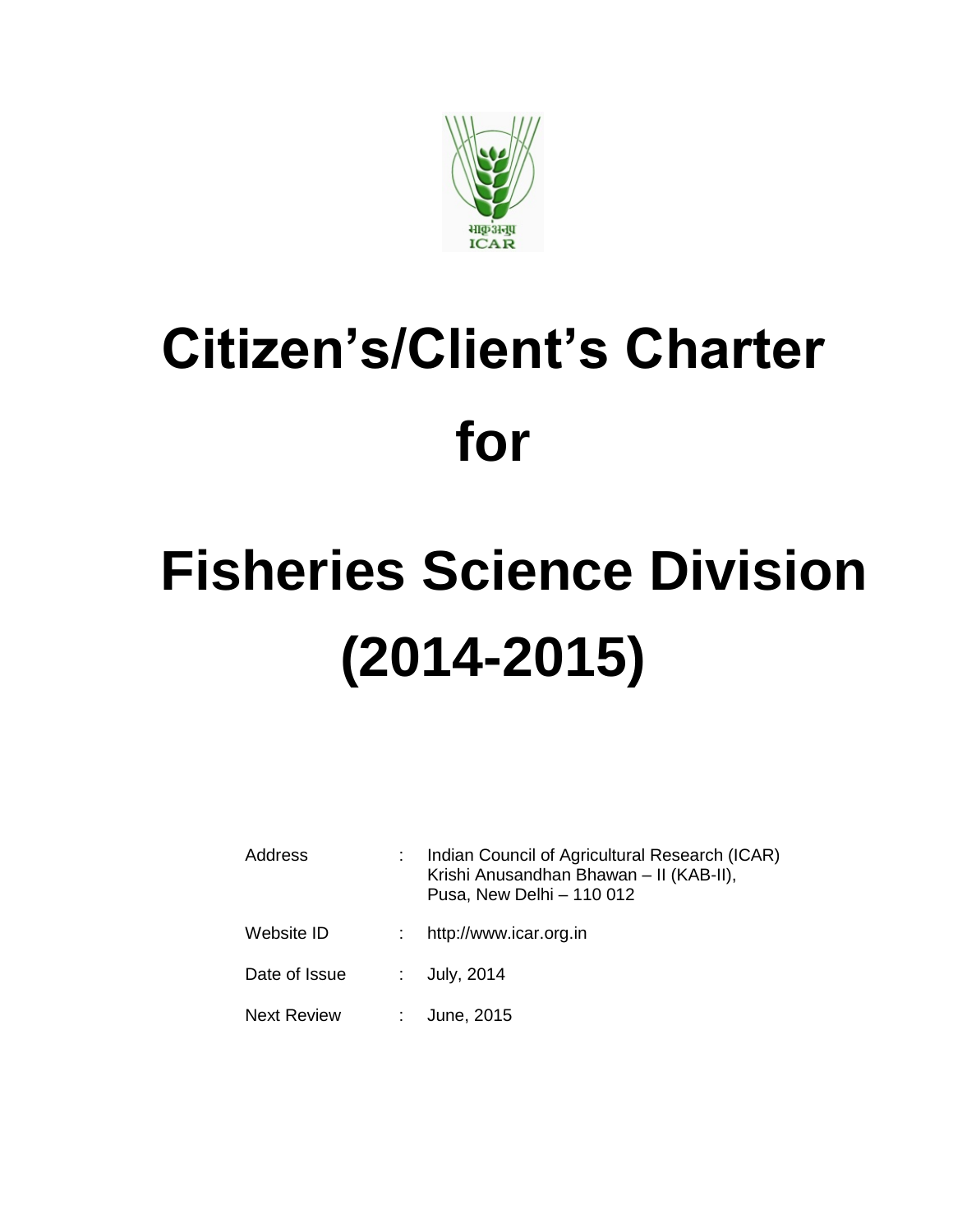# Citizen's/Client's Charter

# for

# Fisheries Science Division (2014-2015)

| | | |
|---|---|---|
| Address | : | Indian Council of Agricultural Research (ICAR) Krishi Anusandhan Bhawan – II (KAB-II), Pusa, New Delhi – 110 012 |
| Website ID | : | http://www.icar.org.in |
| Date of Issue | : | July, 2014 |
| Next Review | : | June, 2015 |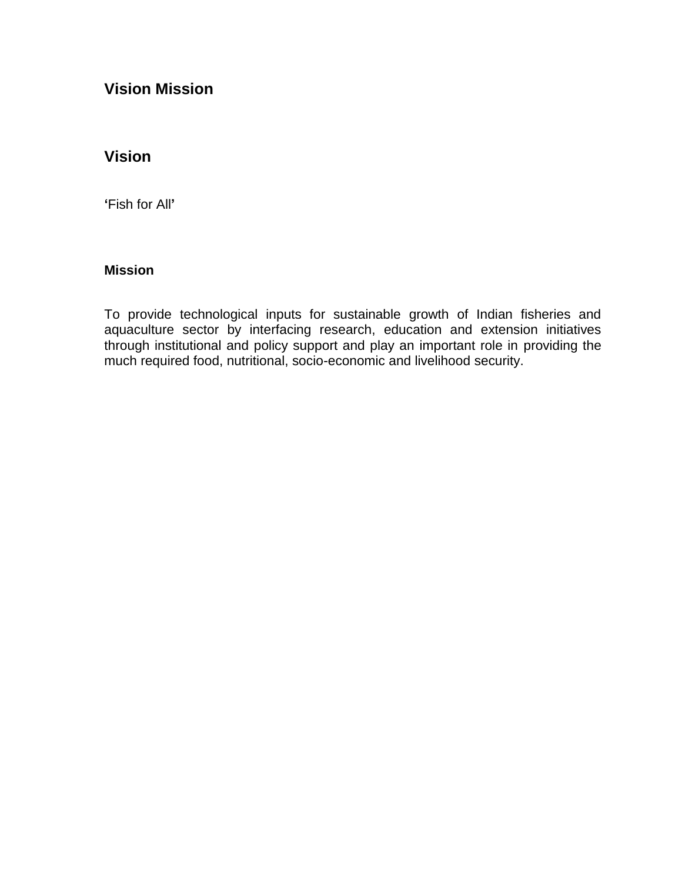# Vision Mission

## Vision

**‘**Fish for All**’**

### Mission

To provide technological inputs for sustainable growth of Indian fisheries and aquaculture sector by interfacing research, education and extension initiatives through institutional and policy support and play an important role in providing the much required food, nutritional, socio-economic and livelihood security.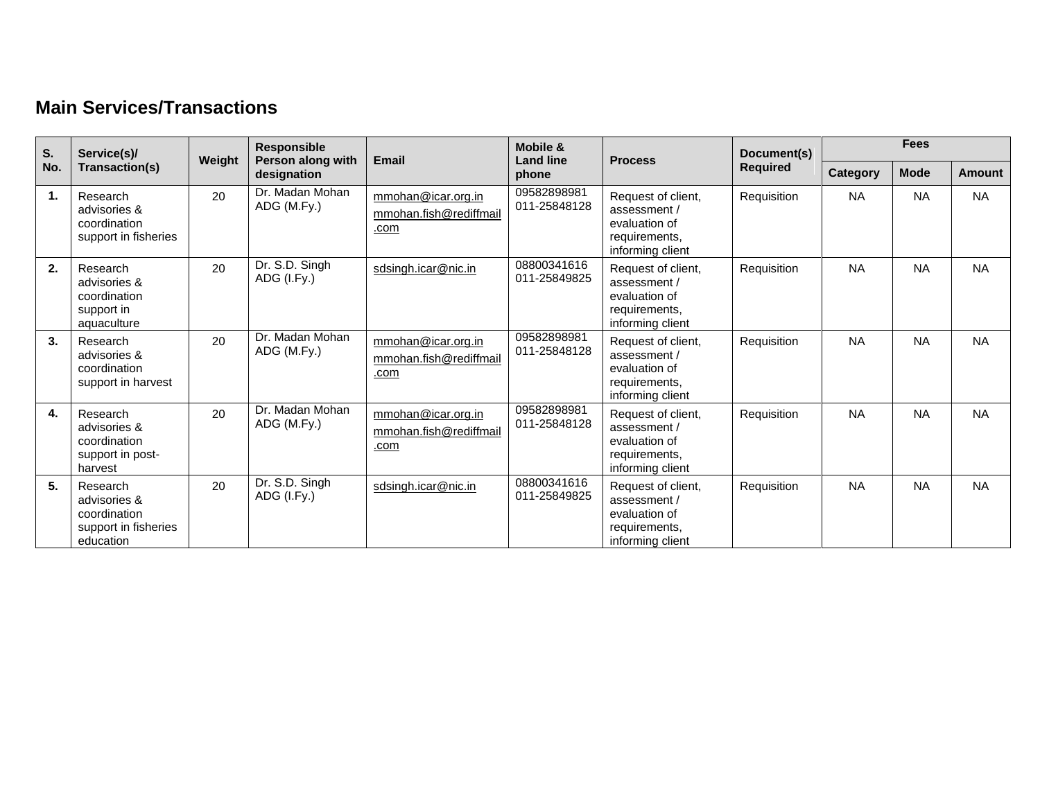## Main Services/Transactions

| S. No. | Service(s)/ Transaction(s) | Weight | Responsible Person along with designation | Email | Mobile & Land line phone | Process | Document(s) Required | Fees | | |
|---|---|---|---|---|---|---|---|---|---|---|
| | | | | | | | | Category | Mode | Amount |
| 1. | Research advisories & coordination support in fisheries | 20 | Dr. Madan Mohan ADG (M.Fy.) | mmohan@icar.org.in mmohan.fish@rediffmail.com | 09582898981 011-25848128 | Request of client, assessment / evaluation of requirements, informing client | Requisition | NA | NA | NA |
| 2. | Research advisories & coordination support in aquaculture | 20 | Dr. S.D. Singh ADG (I.Fy.) | sdsingh.icar@nic.in | 08800341616 011-25849825 | Request of client, assessment / evaluation of requirements, informing client | Requisition | NA | NA | NA |
| 3. | Research advisories & coordination support in harvest | 20 | Dr. Madan Mohan ADG (M.Fy.) | mmohan@icar.org.in mmohan.fish@rediffmail.com | 09582898981 011-25848128 | Request of client, assessment / evaluation of requirements, informing client | Requisition | NA | NA | NA |
| 4. | Research advisories & coordination support in post-harvest | 20 | Dr. Madan Mohan ADG (M.Fy.) | mmohan@icar.org.in mmohan.fish@rediffmail.com | 09582898981 011-25848128 | Request of client, assessment / evaluation of requirements, informing client | Requisition | NA | NA | NA |
| 5. | Research advisories & coordination support in fisheries education | 20 | Dr. S.D. Singh ADG (I.Fy.) | sdsingh.icar@nic.in | 08800341616 011-25849825 | Request of client, assessment / evaluation of requirements, informing client | Requisition | NA | NA | NA |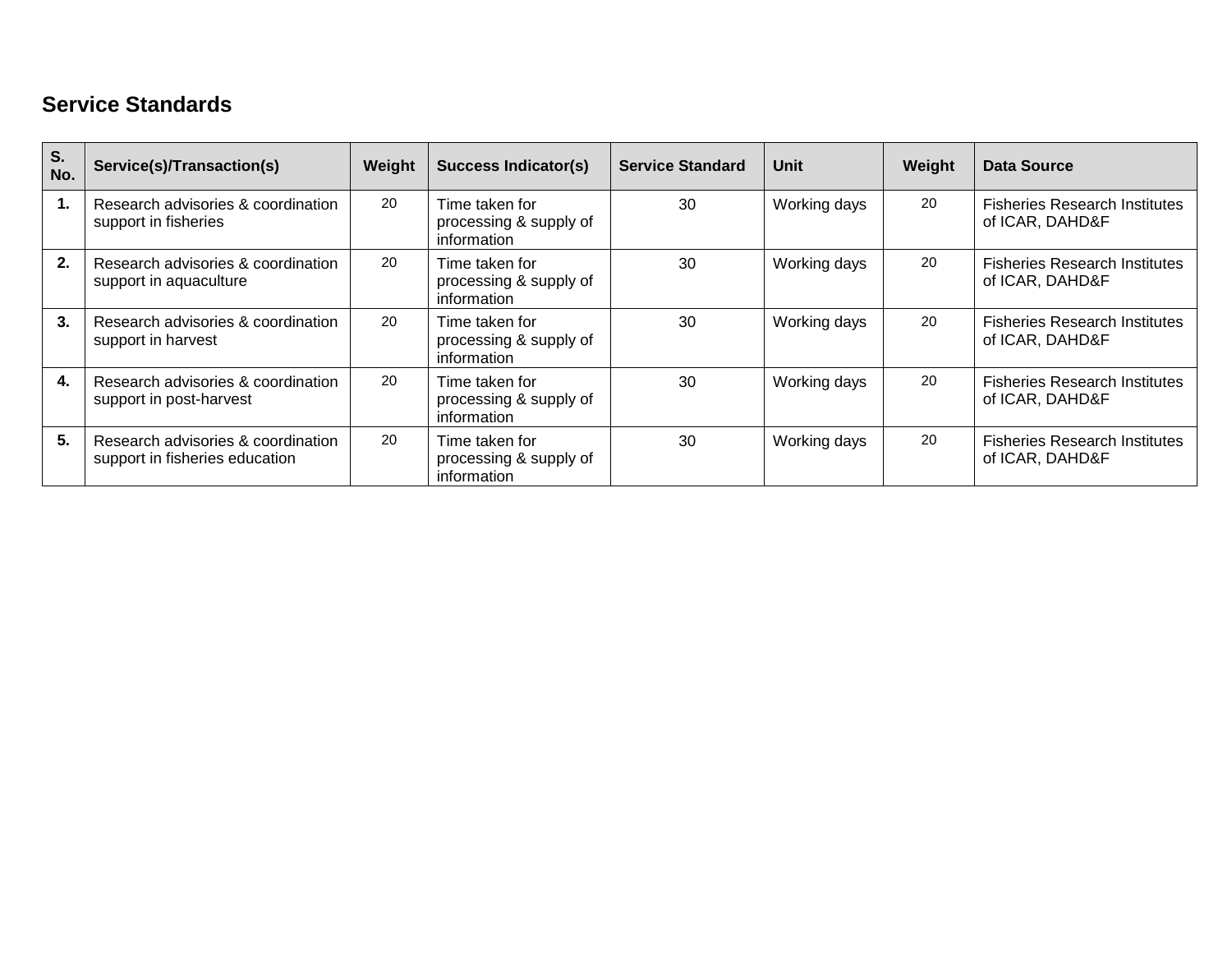## Service Standards

| S. No. | Service(s)/Transaction(s) | Weight | Success Indicator(s) | Service Standard | Unit | Weight | Data Source |
|---|---|---|---|---|---|---|---|
| **1.** | Research advisories & coordination support in fisheries | 20 | Time taken for processing & supply of information | 30 | Working days | 20 | Fisheries Research Institutes of ICAR, DAHD&F |
| **2.** | Research advisories & coordination support in aquaculture | 20 | Time taken for processing & supply of information | 30 | Working days | 20 | Fisheries Research Institutes of ICAR, DAHD&F |
| **3.** | Research advisories & coordination support in harvest | 20 | Time taken for processing & supply of information | 30 | Working days | 20 | Fisheries Research Institutes of ICAR, DAHD&F |
| **4.** | Research advisories & coordination support in post-harvest | 20 | Time taken for processing & supply of information | 30 | Working days | 20 | Fisheries Research Institutes of ICAR, DAHD&F |
| **5.** | Research advisories & coordination support in fisheries education | 20 | Time taken for processing & supply of information | 30 | Working days | 20 | Fisheries Research Institutes of ICAR, DAHD&F |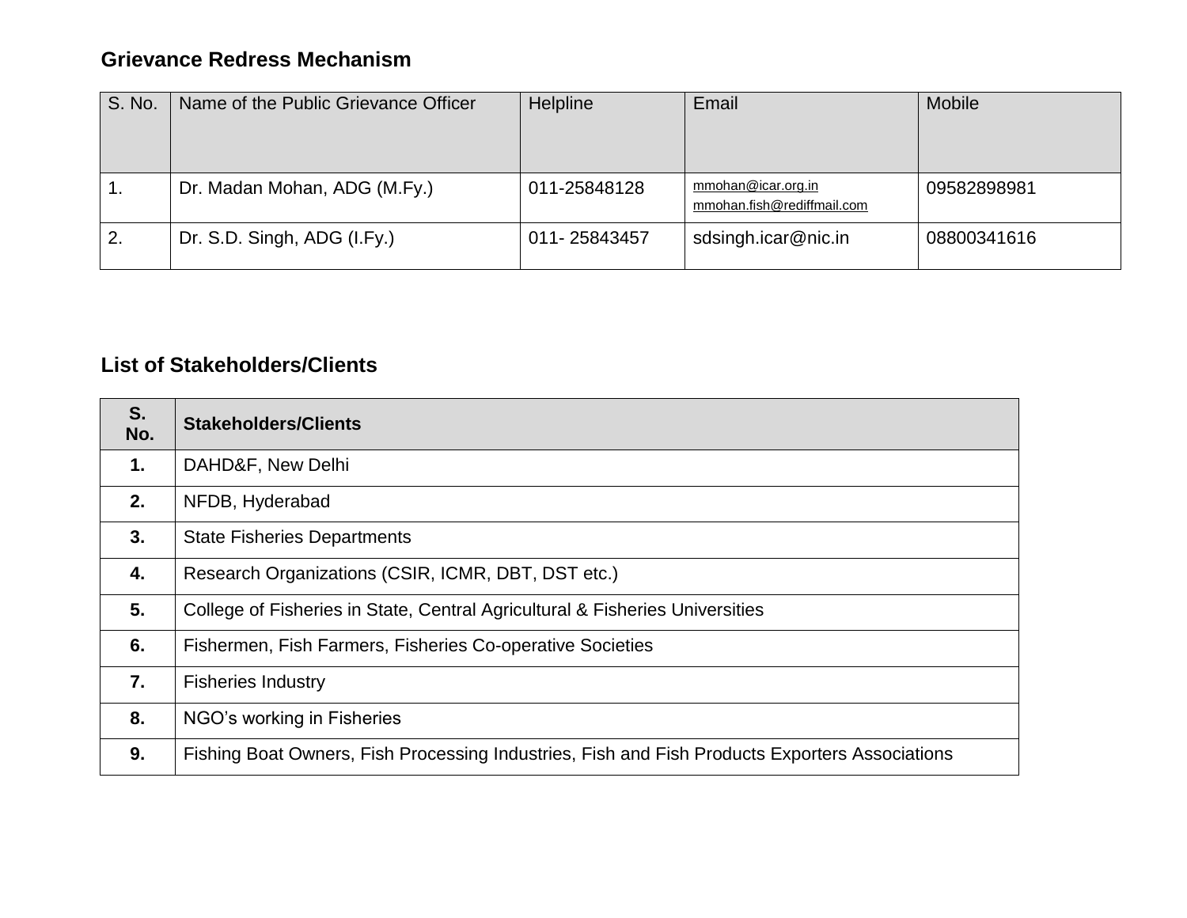## Grievance Redress Mechanism

| S. No. | Name of the Public Grievance Officer | Helpline | Email | Mobile |
|---|---|---|---|---|
| 1. | Dr. Madan Mohan, ADG (M.Fy.) | 011-25848128 | mmohan@icar.org.in mmohan.fish@rediffmail.com | 09582898981 |
| 2. | Dr. S.D. Singh, ADG (I.Fy.) | 011- 25843457 | sdsingh.icar@nic.in | 08800341616 |

## List of Stakeholders/Clients

| S. No. | Stakeholders/Clients |
|---|---|
| **1.** | DAHD&F, New Delhi |
| **2.** | NFDB, Hyderabad |
| **3.** | State Fisheries Departments |
| **4.** | Research Organizations (CSIR, ICMR, DBT, DST etc.) |
| **5.** | College of Fisheries in State, Central Agricultural & Fisheries Universities |
| **6.** | Fishermen, Fish Farmers, Fisheries Co-operative Societies |
| **7.** | Fisheries Industry |
| **8.** | NGO's working in Fisheries |
| **9.** | Fishing Boat Owners, Fish Processing Industries, Fish and Fish Products Exporters Associations |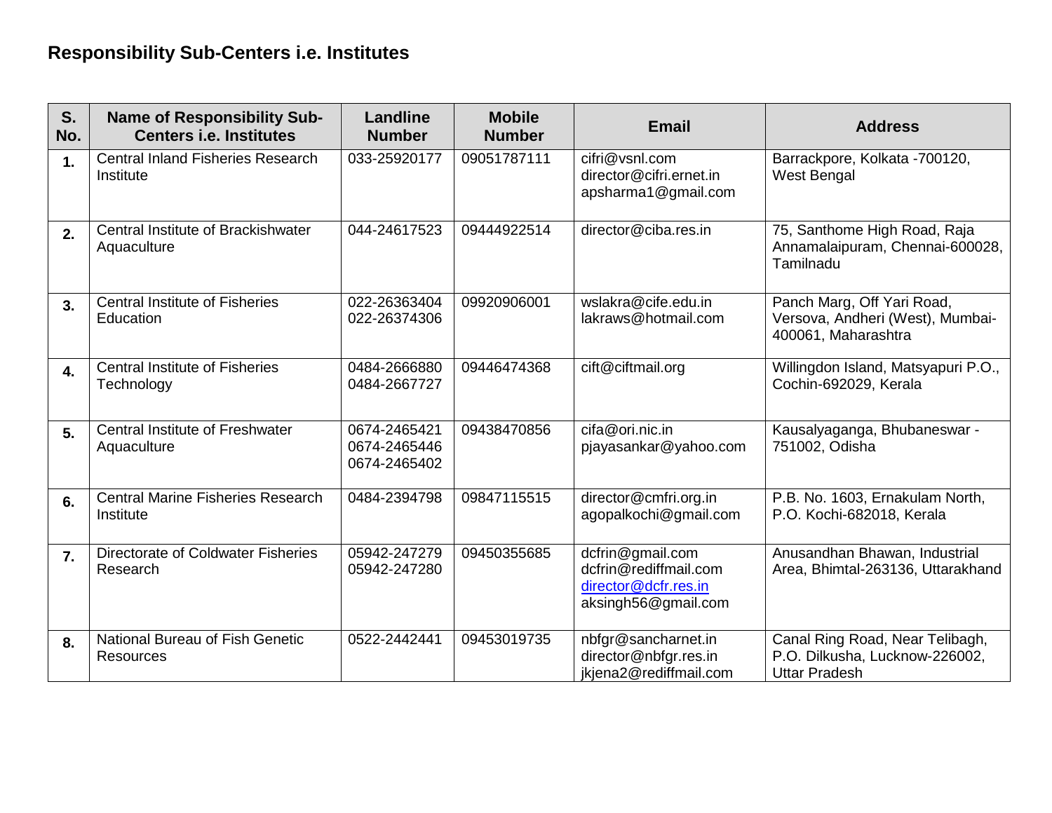## Responsibility Sub-Centers i.e. Institutes

| S. No. | Name of Responsibility Sub-Centers i.e. Institutes | Landline Number | Mobile Number | Email | Address |
|---|---|---|---|---|---|
| 1. | Central Inland Fisheries Research Institute | 033-25920177 | 09051787111 | cifri@vsnl.com<br>director@cifri.ernet.in<br>apsharma1@gmail.com | Barrackpore, Kolkata -700120, West Bengal |
| 2. | Central Institute of Brackishwater Aquaculture | 044-24617523 | 09444922514 | director@ciba.res.in | 75, Santhome High Road, Raja Annamalaipuram, Chennai-600028, Tamilnadu |
| 3. | Central Institute of Fisheries Education | 022-26363404<br>022-26374306 | 09920906001 | wslakra@cife.edu.in<br>lakraws@hotmail.com | Panch Marg, Off Yari Road, Versova, Andheri (West), Mumbai-400061, Maharashtra |
| 4. | Central Institute of Fisheries Technology | 0484-2666880<br>0484-2667727 | 09446474368 | cift@ciftmail.org | Willingdon Island, Matsyapuri P.O., Cochin-692029, Kerala |
| 5. | Central Institute of Freshwater Aquaculture | 0674-2465421<br>0674-2465446<br>0674-2465402 | 09438470856 | cifa@ori.nic.in<br>pjayasankar@yahoo.com | Kausalyaganga, Bhubaneswar - 751002, Odisha |
| 6. | Central Marine Fisheries Research Institute | 0484-2394798 | 09847115515 | director@cmfri.org.in<br>agopalkochi@gmail.com | P.B. No. 1603, Ernakulam North, P.O. Kochi-682018, Kerala |
| 7. | Directorate of Coldwater Fisheries Research | 05942-247279<br>05942-247280 | 09450355685 | dcfrin@gmail.com<br>dcfrin@rediffmail.com<br>director@dcfr.res.in<br>aksingh56@gmail.com | Anusandhan Bhawan, Industrial Area, Bhimtal-263136, Uttarakhand |
| 8. | National Bureau of Fish Genetic Resources | 0522-2442441 | 09453019735 | nbfgr@sancharnet.in<br>director@nbfgr.res.in<br>jkjena2@rediffmail.com | Canal Ring Road, Near Telibagh, P.O. Dilkusha, Lucknow-226002, Uttar Pradesh |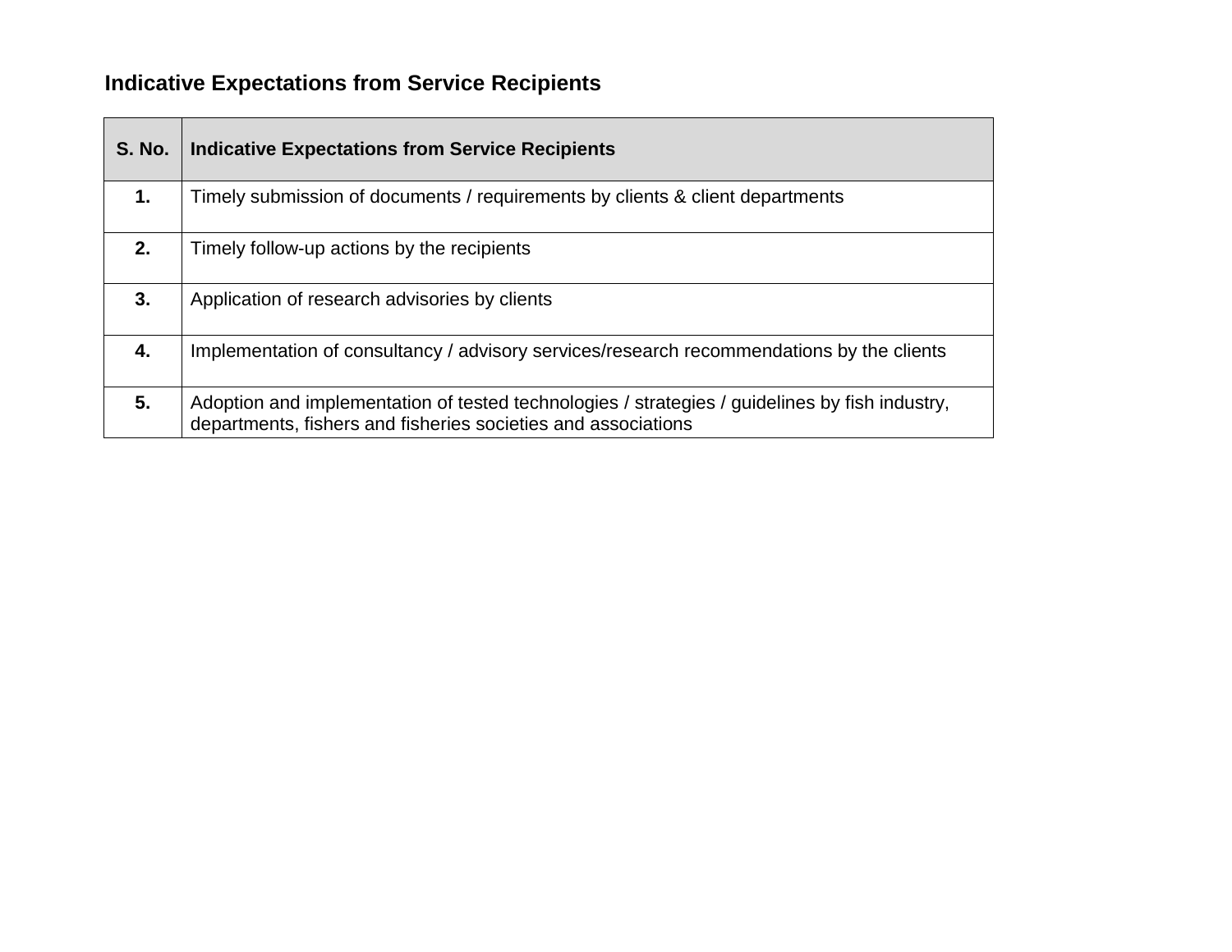## Indicative Expectations from Service Recipients

| S. No. | Indicative Expectations from Service Recipients |
|---|---|
| **1.** | Timely submission of documents / requirements by clients & client departments |
| **2.** | Timely follow-up actions by the recipients |
| **3.** | Application of research advisories by clients |
| **4.** | Implementation of consultancy / advisory services/research recommendations by the clients |
| **5.** | Adoption and implementation of tested technologies / strategies / guidelines by fish industry, departments, fishers and fisheries societies and associations |